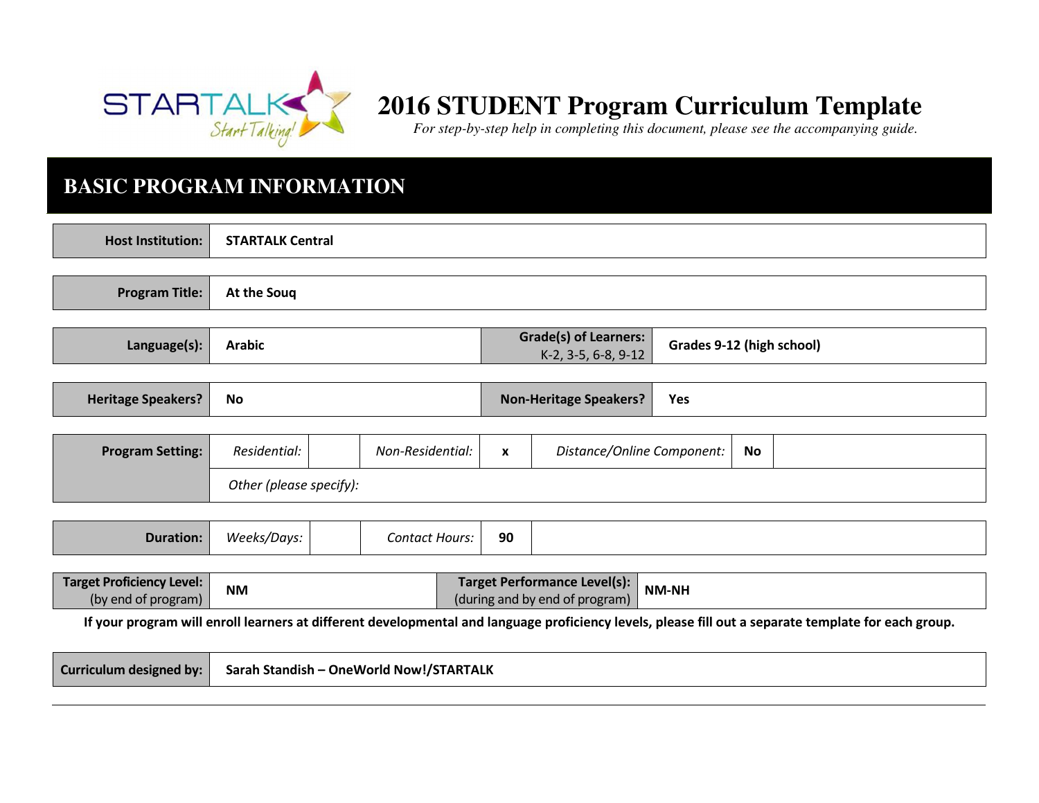# 2016 STUDENT Program Curriculum Template

*For step-by-step help in completing this document, please see the accompanying guide.*

## BASIC PROGRAM INFORMATION

| **Host Institution:** | **STARTALK Central** |
|---|---|

| **Program Title:** | **At the Souq** |
|---|---|

| **Language(s):** | **Arabic** | **Grade(s) of Learners:** K-2, 3-5, 6-8, 9-12 | **Grades 9-12 (high school)** |
|---|---|---|---|

| **Heritage Speakers?** | **No** | **Non-Heritage Speakers?** | **Yes** |
|---|---|---|---|

| **Program Setting:** | *Residential:* | | *Non-Residential:* | **x** | *Distance/Online Component:* | **No** | |
|---|---|---|---|---|---|---|---|
| | *Other (please specify):* | | | | | | |

| **Duration:** | *Weeks/Days:* | | *Contact Hours:* | **90** | |
|---|---|---|---|---|---|

| **Target Proficiency Level:** (by end of program) | **NM** | **Target Performance Level(s):** (during and by end of program) | **NM-NH** |
|---|---|---|---|

**If your program will enroll learners at different developmental and language proficiency levels, please fill out a separate template for each group.**

| **Curriculum designed by:** | **Sarah Standish – OneWorld Now!/STARTALK** |
|---|---|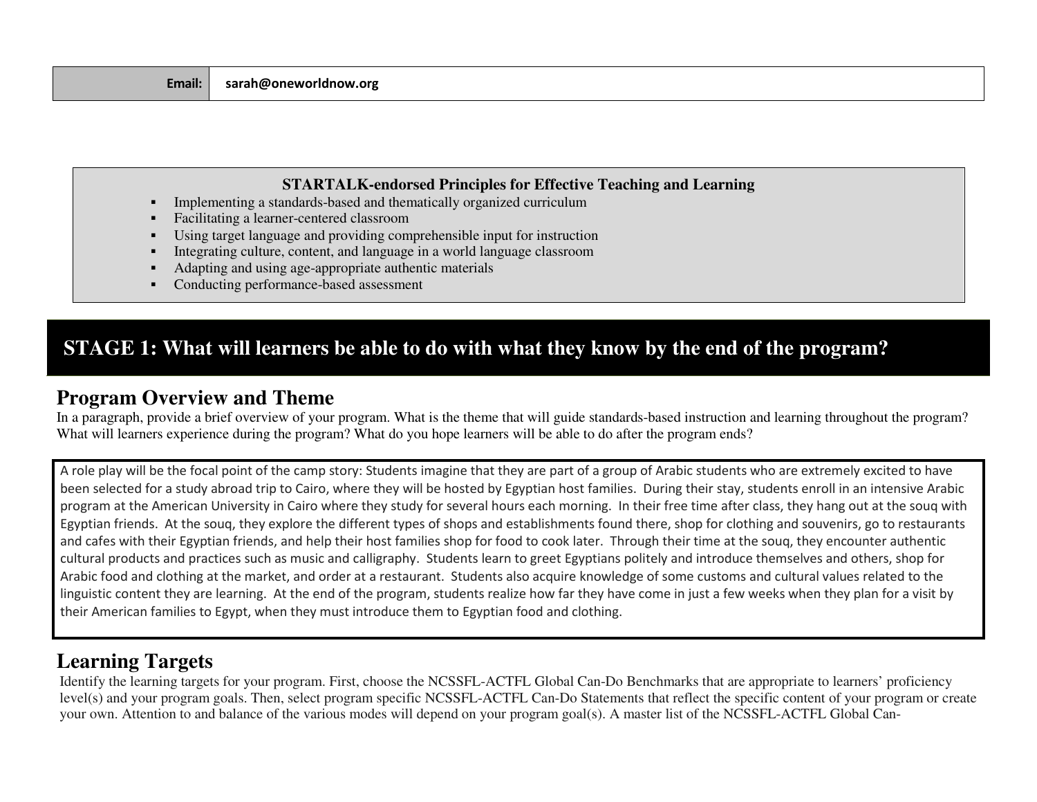| Email: | sarah@oneworldnow.org |
|---|---|

**STARTALK-endorsed Principles for Effective Teaching and Learning**

- Implementing a standards-based and thematically organized curriculum
- Facilitating a learner-centered classroom
- Using target language and providing comprehensible input for instruction
- Integrating culture, content, and language in a world language classroom
- Adapting and using age-appropriate authentic materials
- Conducting performance-based assessment

# STAGE 1: What will learners be able to do with what they know by the end of the program?

## Program Overview and Theme

In a paragraph, provide a brief overview of your program. What is the theme that will guide standards-based instruction and learning throughout the program? What will learners experience during the program? What do you hope learners will be able to do after the program ends?

A role play will be the focal point of the camp story: Students imagine that they are part of a group of Arabic students who are extremely excited to have been selected for a study abroad trip to Cairo, where they will be hosted by Egyptian host families. During their stay, students enroll in an intensive Arabic program at the American University in Cairo where they study for several hours each morning. In their free time after class, they hang out at the souq with Egyptian friends. At the souq, they explore the different types of shops and establishments found there, shop for clothing and souvenirs, go to restaurants and cafes with their Egyptian friends, and help their host families shop for food to cook later. Through their time at the souq, they encounter authentic cultural products and practices such as music and calligraphy. Students learn to greet Egyptians politely and introduce themselves and others, shop for Arabic food and clothing at the market, and order at a restaurant. Students also acquire knowledge of some customs and cultural values related to the linguistic content they are learning. At the end of the program, students realize how far they have come in just a few weeks when they plan for a visit by their American families to Egypt, when they must introduce them to Egyptian food and clothing.

## Learning Targets

Identify the learning targets for your program. First, choose the NCSSFL-ACTFL Global Can-Do Benchmarks that are appropriate to learners' proficiency level(s) and your program goals. Then, select program specific NCSSFL-ACTFL Can-Do Statements that reflect the specific content of your program or create your own. Attention to and balance of the various modes will depend on your program goal(s). A master list of the NCSSFL-ACTFL Global Can-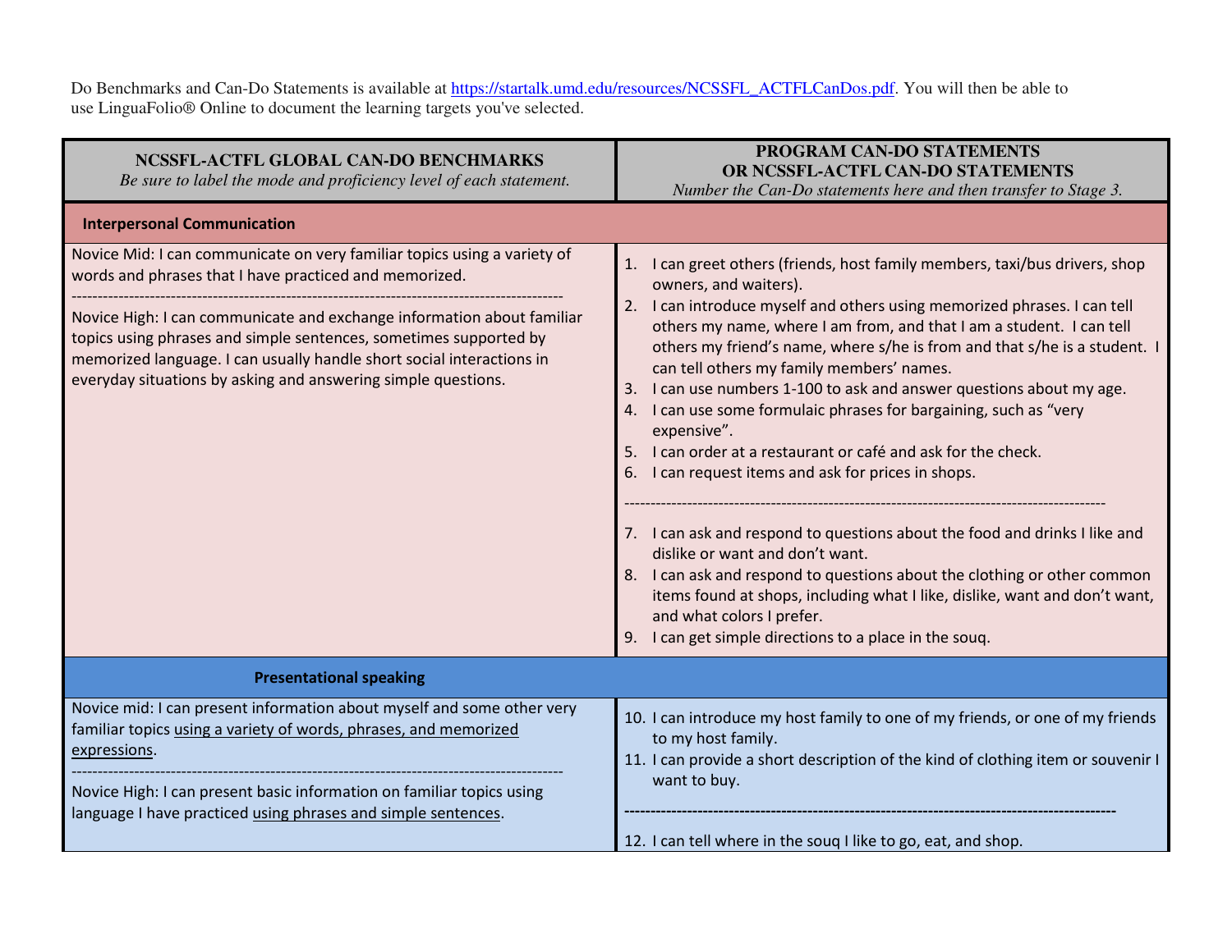Do Benchmarks and Can-Do Statements is available at https://startalk.umd.edu/resources/NCSSFL_ACTFLCanDos.pdf. You will then be able to use LinguaFolio® Online to document the learning targets you've selected.

| **NCSSFL-ACTFL GLOBAL CAN-DO BENCHMARKS** *Be sure to label the mode and proficiency level of each statement.* | **PROGRAM CAN-DO STATEMENTS OR NCSSFL-ACTFL CAN-DO STATEMENTS** *Number the Can-Do statements here and then transfer to Stage 3.* |
|---|---|
| **Interpersonal Communication** | |
| Novice Mid: I can communicate on very familiar topics using a variety of words and phrases that I have practiced and memorized. | 1. I can greet others (friends, host family members, taxi/bus drivers, shop owners, and waiters).<br>2. I can introduce myself and others using memorized phrases. I can tell others my name, where I am from, and that I am a student. I can tell others my friend's name, where s/he is from and that s/he is a student. I can tell others my family members' names.<br>3. I can use numbers 1-100 to ask and answer questions about my age.<br>4. I can use some formulaic phrases for bargaining, such as "very expensive".<br>5. I can order at a restaurant or café and ask for the check.<br>6. I can request items and ask for prices in shops. |
| Novice High: I can communicate and exchange information about familiar topics using phrases and simple sentences, sometimes supported by memorized language. I can usually handle short social interactions in everyday situations by asking and answering simple questions. | 7. I can ask and respond to questions about the food and drinks I like and dislike or want and don't want.<br>8. I can ask and respond to questions about the clothing or other common items found at shops, including what I like, dislike, want and don't want, and what colors I prefer.<br>9. I can get simple directions to a place in the souq. |
| **Presentational speaking** | |
| Novice mid: I can present information about myself and some other very familiar topics <u>using a variety of words, phrases, and memorized expressions</u>. | 10. I can introduce my host family to one of my friends, or one of my friends to my host family.<br>11. I can provide a short description of the kind of clothing item or souvenir I want to buy. |
| Novice High: I can present basic information on familiar topics using language I have practiced <u>using phrases and simple sentences</u>. | 12. I can tell where in the souq I like to go, eat, and shop. |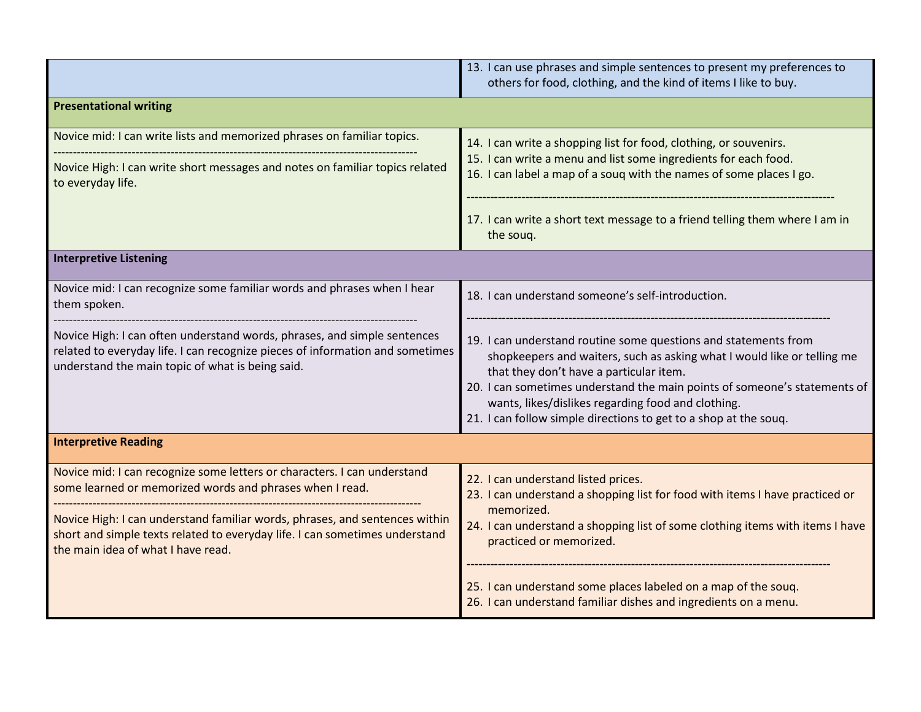| | |
|---|---|
| | 13. I can use phrases and simple sentences to present my preferences to others for food, clothing, and the kind of items I like to buy. |
| **Presentational writing** | |
| Novice mid: I can write lists and memorized phrases on familiar topics.<br>------------------------------------------------------------------------------------------<br>Novice High: I can write short messages and notes on familiar topics related to everyday life. | 14. I can write a shopping list for food, clothing, or souvenirs.<br>15. I can write a menu and list some ingredients for each food.<br>16. I can label a map of a souq with the names of some places I go.<br>------------------------------------------------------------------------------------------<br>17. I can write a short text message to a friend telling them where I am in the souq. |
| **Interpretive Listening** | |
| Novice mid: I can recognize some familiar words and phrases when I hear them spoken.<br>------------------------------------------------------------------------------------------<br>Novice High: I can often understand words, phrases, and simple sentences related to everyday life. I can recognize pieces of information and sometimes understand the main topic of what is being said. | 18. I can understand someone's self-introduction.<br>------------------------------------------------------------------------------------------<br>19. I can understand routine some questions and statements from shopkeepers and waiters, such as asking what I would like or telling me that they don't have a particular item.<br>20. I can sometimes understand the main points of someone's statements of wants, likes/dislikes regarding food and clothing.<br>21. I can follow simple directions to get to a shop at the souq. |
| **Interpretive Reading** | |
| Novice mid: I can recognize some letters or characters. I can understand some learned or memorized words and phrases when I read.<br>------------------------------------------------------------------------------------------<br>Novice High: I can understand familiar words, phrases, and sentences within short and simple texts related to everyday life. I can sometimes understand the main idea of what I have read. | 22. I can understand listed prices.<br>23. I can understand a shopping list for food with items I have practiced or memorized.<br>24. I can understand a shopping list of some clothing items with items I have practiced or memorized.<br>------------------------------------------------------------------------------------------<br>25. I can understand some places labeled on a map of the souq.<br>26. I can understand familiar dishes and ingredients on a menu. |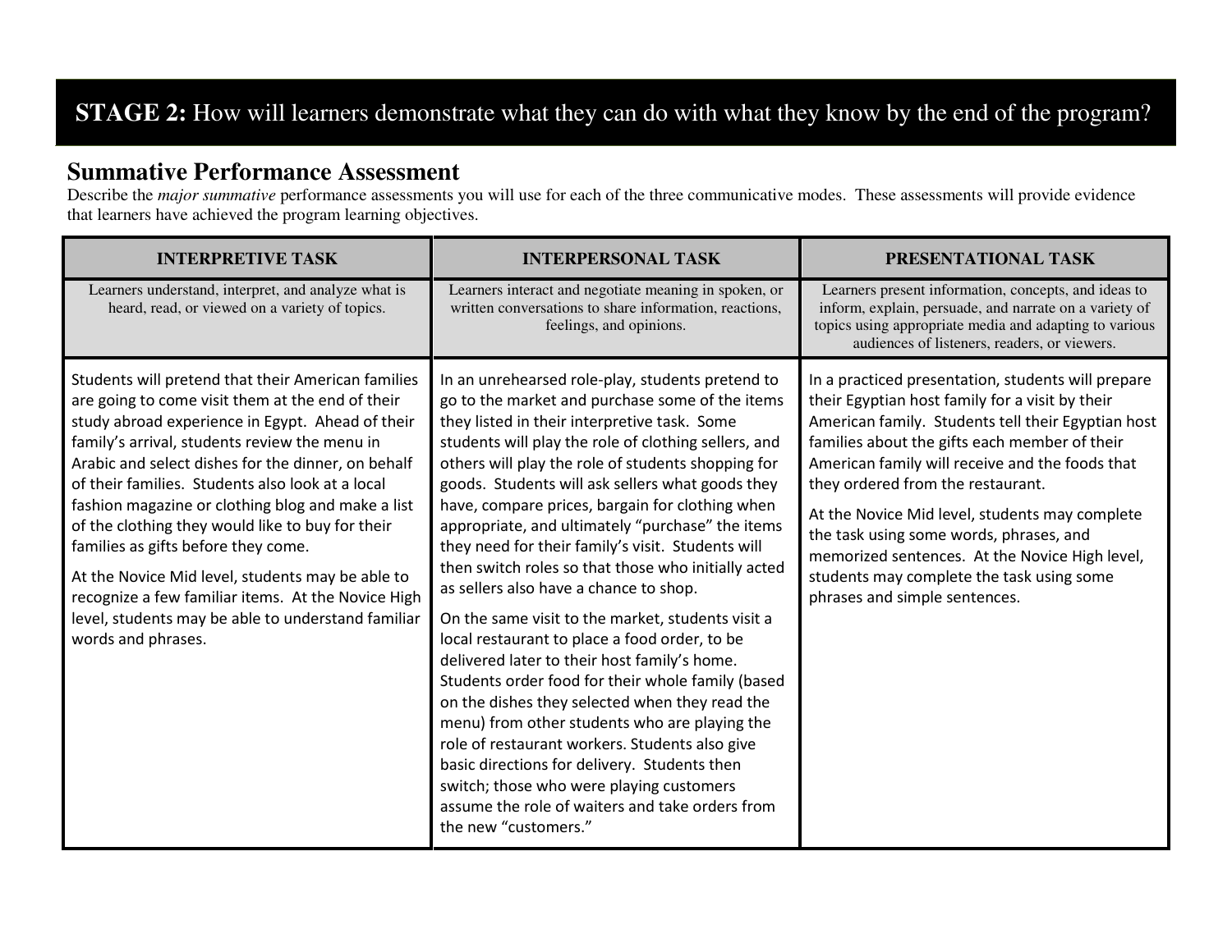## STAGE 2: How will learners demonstrate what they can do with what they know by the end of the program?

### Summative Performance Assessment

Describe the *major summative* performance assessments you will use for each of the three communicative modes. These assessments will provide evidence that learners have achieved the program learning objectives.

| INTERPRETIVE TASK | INTERPERSONAL TASK | PRESENTATIONAL TASK |
|---|---|---|
| Learners understand, interpret, and analyze what is heard, read, or viewed on a variety of topics. | Learners interact and negotiate meaning in spoken, or written conversations to share information, reactions, feelings, and opinions. | Learners present information, concepts, and ideas to inform, explain, persuade, and narrate on a variety of topics using appropriate media and adapting to various audiences of listeners, readers, or viewers. |
| Students will pretend that their American families are going to come visit them at the end of their study abroad experience in Egypt. Ahead of their family's arrival, students review the menu in Arabic and select dishes for the dinner, on behalf of their families. Students also look at a local fashion magazine or clothing blog and make a list of the clothing they would like to buy for their families as gifts before they come.<br><br>At the Novice Mid level, students may be able to recognize a few familiar items. At the Novice High level, students may be able to understand familiar words and phrases. | In an unrehearsed role-play, students pretend to go to the market and purchase some of the items they listed in their interpretive task. Some students will play the role of clothing sellers, and others will play the role of students shopping for goods. Students will ask sellers what goods they have, compare prices, bargain for clothing when appropriate, and ultimately "purchase" the items they need for their family's visit. Students will then switch roles so that those who initially acted as sellers also have a chance to shop.<br><br>On the same visit to the market, students visit a local restaurant to place a food order, to be delivered later to their host family's home. Students order food for their whole family (based on the dishes they selected when they read the menu) from other students who are playing the role of restaurant workers. Students also give basic directions for delivery. Students then switch; those who were playing customers assume the role of waiters and take orders from the new "customers." | In a practiced presentation, students will prepare their Egyptian host family for a visit by their American family. Students tell their Egyptian host families about the gifts each member of their American family will receive and the foods that they ordered from the restaurant.<br><br>At the Novice Mid level, students may complete the task using some words, phrases, and memorized sentences. At the Novice High level, students may complete the task using some phrases and simple sentences. |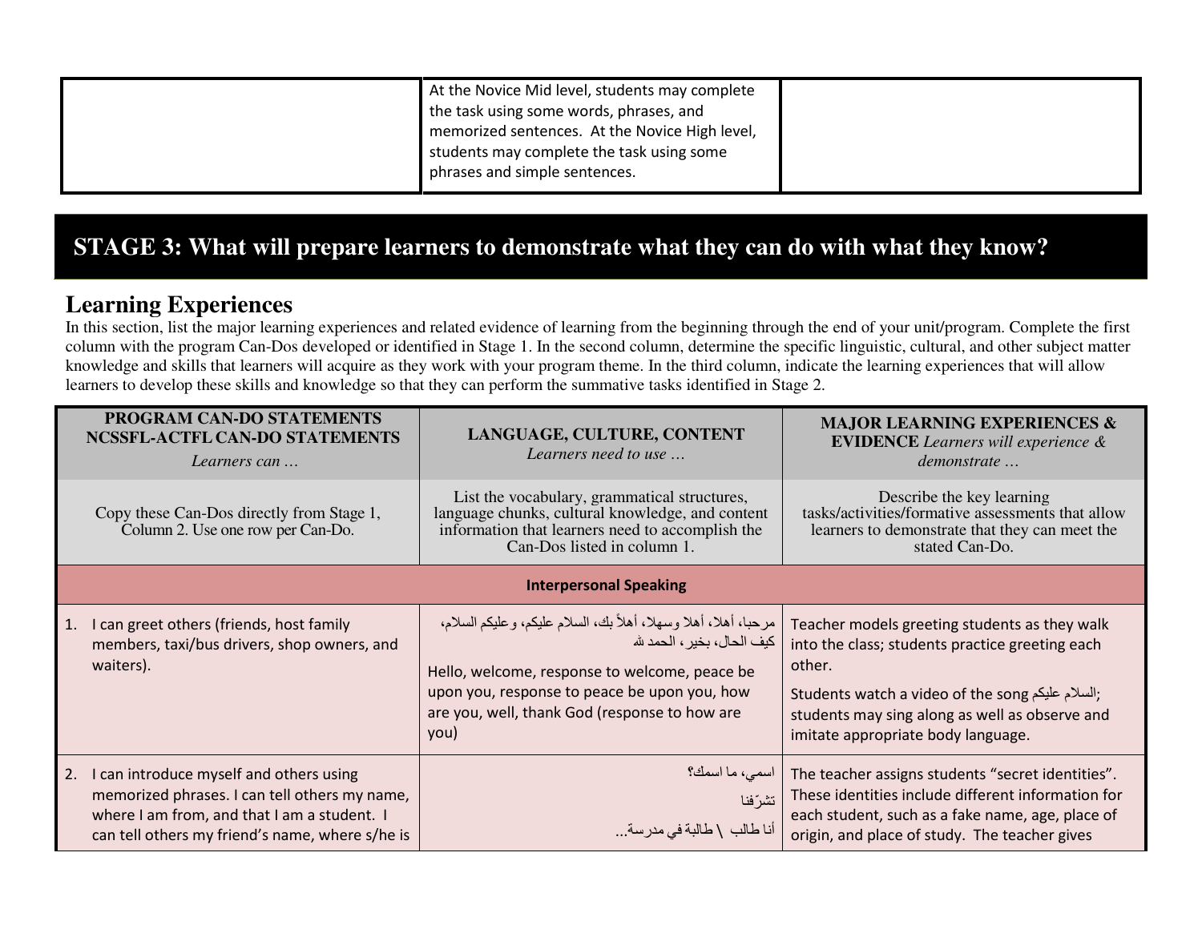| | At the Novice Mid level, students may complete the task using some words, phrases, and memorized sentences. At the Novice High level, students may complete the task using some phrases and simple sentences. | |
|---|---|---|

## STAGE 3: What will prepare learners to demonstrate what they can do with what they know?

### Learning Experiences

In this section, list the major learning experiences and related evidence of learning from the beginning through the end of your unit/program. Complete the first column with the program Can-Dos developed or identified in Stage 1. In the second column, determine the specific linguistic, cultural, and other subject matter knowledge and skills that learners will acquire as they work with your program theme. In the third column, indicate the learning experiences that will allow learners to develop these skills and knowledge so that they can perform the summative tasks identified in Stage 2.

| **PROGRAM CAN-DO STATEMENTS NCSSFL-ACTFL CAN-DO STATEMENTS** *Learners can …* | **LANGUAGE, CULTURE, CONTENT** *Learners need to use …* | **MAJOR LEARNING EXPERIENCES & EVIDENCE** *Learners will experience & demonstrate …* |
|---|---|---|
| Copy these Can-Dos directly from Stage 1, Column 2. Use one row per Can-Do. | List the vocabulary, grammatical structures, language chunks, cultural knowledge, and content information that learners need to accomplish the Can-Dos listed in column 1. | Describe the key learning tasks/activities/formative assessments that allow learners to demonstrate that they can meet the stated Can-Do. |
| **Interpersonal Speaking** | | |
| 1. I can greet others (friends, host family members, taxi/bus drivers, shop owners, and waiters). | مرحبا، أهلا، أهلا وسهلا، أهلاً بك، السلام عليكم، وعليكم السلام، كيف الحال، بخير، الحمد لله<br><br>Hello, welcome, response to welcome, peace be upon you, response to peace be upon you, how are you, well, thank God (response to how are you) | Teacher models greeting students as they walk into the class; students practice greeting each other.<br><br>Students watch a video of the song السلام عليكم; students may sing along as well as observe and imitate appropriate body language. |
| 2. I can introduce myself and others using memorized phrases. I can tell others my name, where I am from, and that I am a student. I can tell others my friend's name, where s/he is | اسمي، ما اسمك؟<br><br>تشرّفنا<br><br>أنا طالب \ طالبة في مدرسة... | The teacher assigns students "secret identities". These identities include different information for each student, such as a fake name, age, place of origin, and place of study. The teacher gives |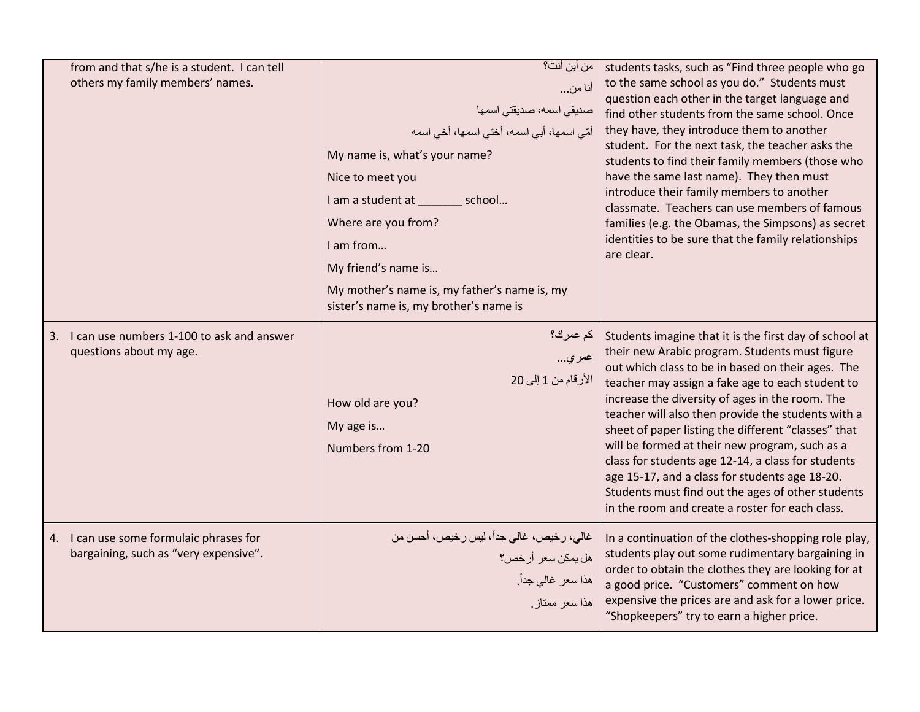| | | |
|---|---|---|
| from and that s/he is a student. I can tell others my family members' names. | من أين أنت؟<br>أنا من...<br>صديقي اسمه، صديقتي اسمها<br>أمّي اسمها، أبي اسمه، أختي اسمها، أخي اسمه<br>My name is, what's your name?<br>Nice to meet you<br>I am a student at _______ school…<br>Where are you from?<br>I am from…<br>My friend's name is…<br>My mother's name is, my father's name is, my sister's name is, my brother's name is | students tasks, such as "Find three people who go to the same school as you do." Students must question each other in the target language and find other students from the same school. Once they have, they introduce them to another student. For the next task, the teacher asks the students to find their family members (those who have the same last name). They then must introduce their family members to another classmate. Teachers can use members of famous families (e.g. the Obamas, the Simpsons) as secret identities to be sure that the family relationships are clear. |
| 3. I can use numbers 1-100 to ask and answer questions about my age. | كم عمرك؟<br>عمري...<br>الأرقام من 1 إلى 20<br>How old are you?<br>My age is…<br>Numbers from 1-20 | Students imagine that it is the first day of school at their new Arabic program. Students must figure out which class to be in based on their ages. The teacher may assign a fake age to each student to increase the diversity of ages in the room. The teacher will also then provide the students with a sheet of paper listing the different "classes" that will be formed at their new program, such as a class for students age 12-14, a class for students age 15-17, and a class for students age 18-20. Students must find out the ages of other students in the room and create a roster for each class. |
| 4. I can use some formulaic phrases for bargaining, such as "very expensive". | غالي، رخيص، غالي جداً، ليس رخيص، أحسن من<br>هل يمكن سعر أرخص؟<br>هذا سعر غالي جداً.<br>هذا سعر ممتاز. | In a continuation of the clothes-shopping role play, students play out some rudimentary bargaining in order to obtain the clothes they are looking for at a good price. "Customers" comment on how expensive the prices are and ask for a lower price. "Shopkeepers" try to earn a higher price. |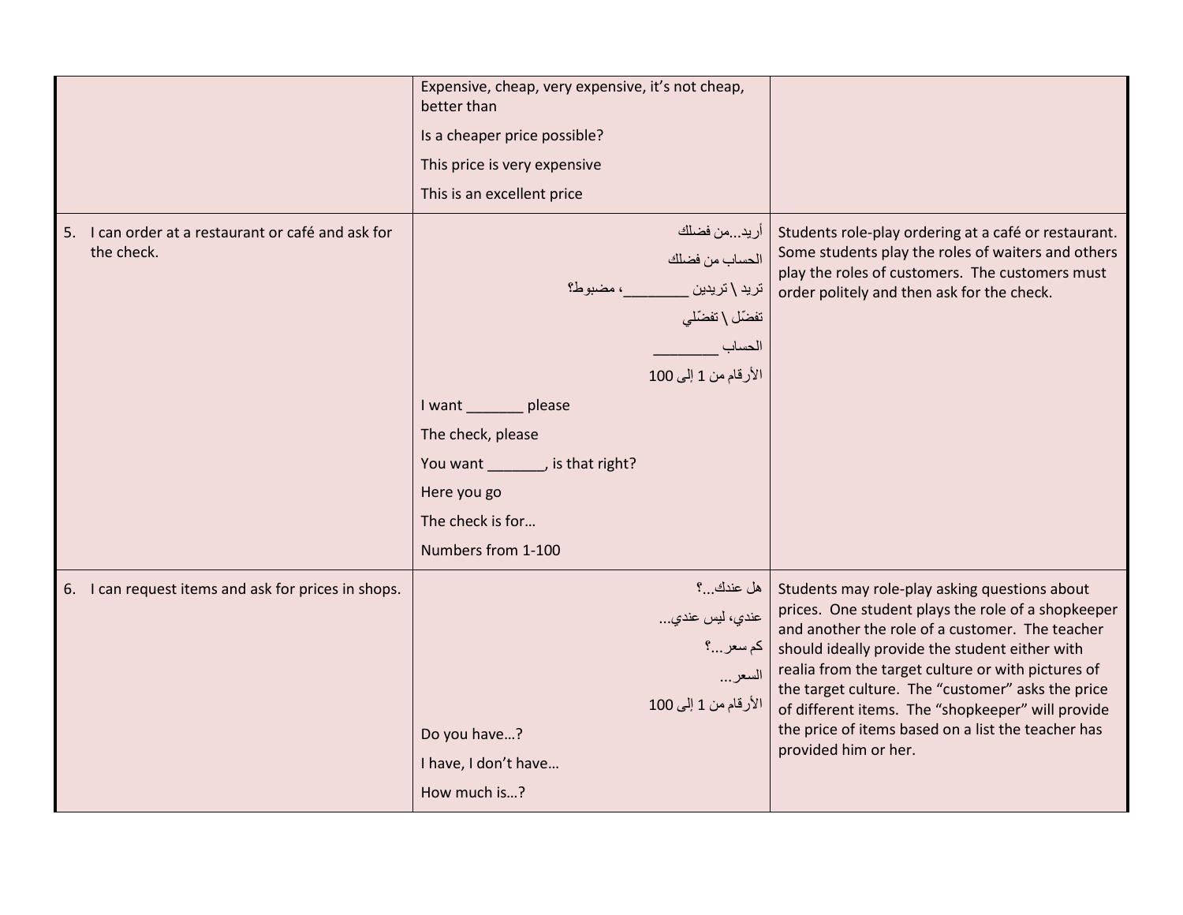| | | |
|---|---|---|
| | Expensive, cheap, very expensive, it's not cheap, better than<br><br>Is a cheaper price possible?<br><br>This price is very expensive<br><br>This is an excellent price | |
| 5. I can order at a restaurant or café and ask for the check. | أريد...من فضلك<br><br>الحساب من فضلك<br><br>تريد \ تريدين ________، مضبوط؟<br><br>تفضّل \ تفضّلي<br><br>الحساب ________<br><br>الأرقام من 1 إلى 100<br><br>I want _______ please<br><br>The check, please<br><br>You want _______, is that right?<br><br>Here you go<br><br>The check is for…<br><br>Numbers from 1-100 | Students role-play ordering at a café or restaurant. Some students play the roles of waiters and others play the roles of customers. The customers must order politely and then ask for the check. |
| 6. I can request items and ask for prices in shops. | هل عندك...؟<br><br>عندي، ليس عندي...<br><br>كم سعر...؟<br><br>السعر...<br><br>الأرقام من 1 إلى 100<br><br>Do you have…?<br><br>I have, I don't have…<br><br>How much is…? | Students may role-play asking questions about prices. One student plays the role of a shopkeeper and another the role of a customer. The teacher should ideally provide the student either with realia from the target culture or with pictures of the target culture. The "customer" asks the price of different items. The "shopkeeper" will provide the price of items based on a list the teacher has provided him or her. |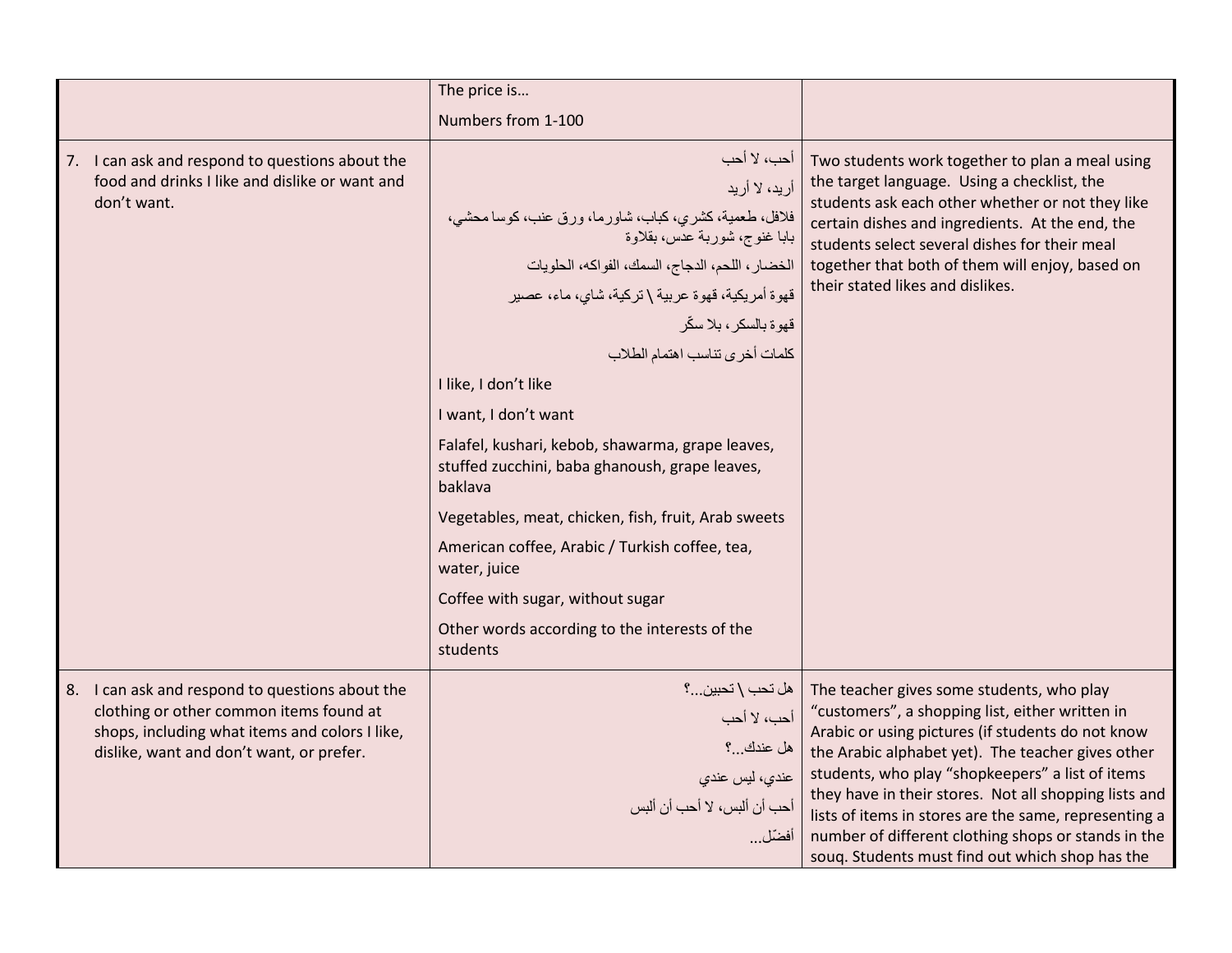| | | |
|---|---|---|
| | The price is…<br><br>Numbers from 1-100 | |
| 7. I can ask and respond to questions about the food and drinks I like and dislike or want and don't want. | أحب، لا أحب<br><br>أريد، لا أريد<br><br>فلافل، طعمية، كشري، كباب، شاورما، ورق عنب، كوسا محشي، بابا غنوج، شوربة عدس، بقلاوة<br><br>الخضار، اللحم، الدجاج، السمك، الفواكه، الحلويات<br><br>قهوة أمريكية، قهوة عربية \ تركية، شاي، ماء، عصير<br><br>قهوة بالسكر، بلا سكّر<br><br>كلمات أخرى تناسب اهتمام الطلاب<br><br>I like, I don't like<br><br>I want, I don't want<br><br>Falafel, kushari, kebob, shawarma, grape leaves, stuffed zucchini, baba ghanoush, grape leaves, baklava<br><br>Vegetables, meat, chicken, fish, fruit, Arab sweets<br><br>American coffee, Arabic / Turkish coffee, tea, water, juice<br><br>Coffee with sugar, without sugar<br><br>Other words according to the interests of the students | Two students work together to plan a meal using the target language. Using a checklist, the students ask each other whether or not they like certain dishes and ingredients. At the end, the students select several dishes for their meal together that both of them will enjoy, based on their stated likes and dislikes. |
| 8. I can ask and respond to questions about the clothing or other common items found at shops, including what items and colors I like, dislike, want and don't want, or prefer. | هل تحب \ تحبين...؟<br><br>أحب، لا أحب<br><br>هل عندك...؟<br><br>عندي، ليس عندي<br><br>أحب أن ألبس، لا أحب أن ألبس<br><br>أفضّل... | The teacher gives some students, who play "customers", a shopping list, either written in Arabic or using pictures (if students do not know the Arabic alphabet yet). The teacher gives other students, who play "shopkeepers" a list of items they have in their stores. Not all shopping lists and lists of items in stores are the same, representing a number of different clothing shops or stands in the souq. Students must find out which shop has the |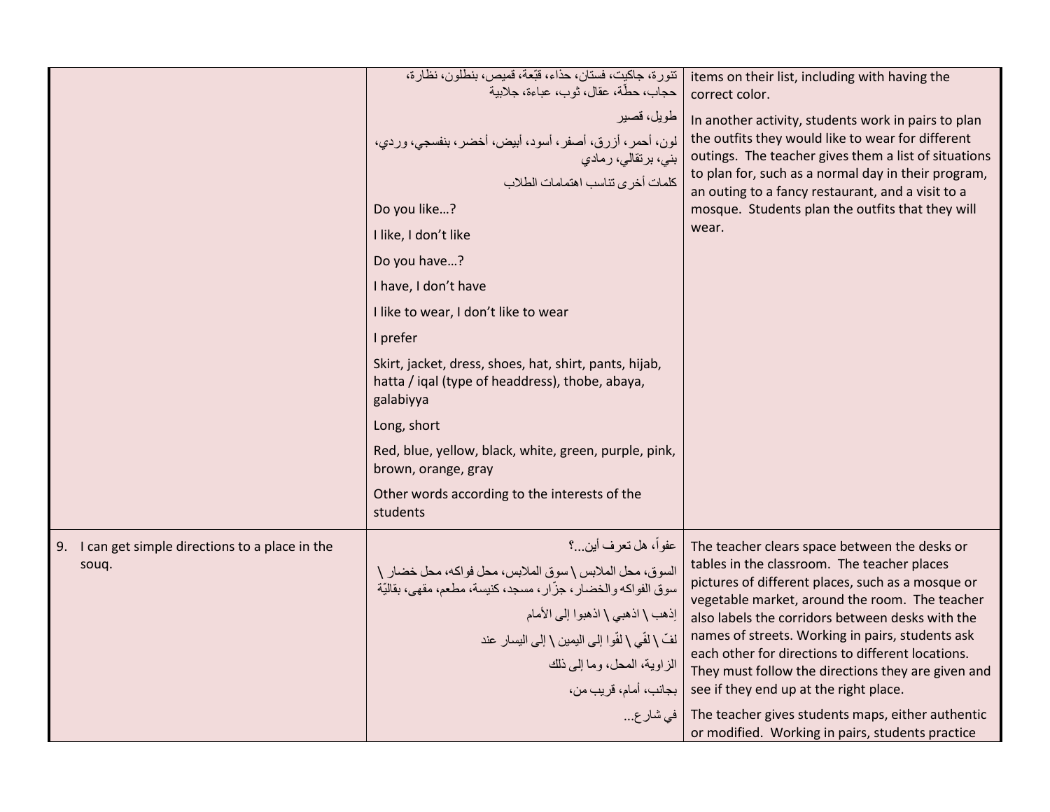| | | |
|---|---|---|
| | تنورة، جاكيت، فستان، حذاء، قبّعة، قميص، بنطلون، نظارة، حجاب، حطّة، عقال، ثوب، عباءة، جلابية<br><br>طويل، قصير<br><br>لون، أحمر، أزرق، أصفر، أسود، أبيض، أخضر، بنفسجي، وردي، بني، برتقالي، رمادي<br><br>كلمات أخرى تناسب اهتمامات الطلاب<br><br>Do you like…?<br><br>I like, I don't like<br><br>Do you have…?<br><br>I have, I don't have<br><br>I like to wear, I don't like to wear<br><br>I prefer<br><br>Skirt, jacket, dress, shoes, hat, shirt, pants, hijab, hatta / iqal (type of headdress), thobe, abaya, galabiyya<br><br>Long, short<br><br>Red, blue, yellow, black, white, green, purple, pink, brown, orange, gray<br><br>Other words according to the interests of the students | items on their list, including with having the correct color.<br><br>In another activity, students work in pairs to plan the outfits they would like to wear for different outings. The teacher gives them a list of situations to plan for, such as a normal day in their program, an outing to a fancy restaurant, and a visit to a mosque. Students plan the outfits that they will wear. |
| 9. I can get simple directions to a place in the souq. | عفواً، هل تعرف أين...؟<br><br>السوق، محل الملابس \ سوق الملابس، محل فواكه، محل خضار \ سوق الفواكه والخضار، جزّار، مسجد، كنيسة، مطعم، مقهى، بقاليّة<br><br>إذهب \ اذهبي \ اذهبوا إلى الأمام<br><br>لفّ \ لفّي \ لفّوا إلى اليمين \ إلى اليسار عند<br><br>الزاوية، المحل، وما إلى ذلك<br><br>بجانب، أمام، قريب من،<br><br>في شارع... | The teacher clears space between the desks or tables in the classroom. The teacher places pictures of different places, such as a mosque or vegetable market, around the room. The teacher also labels the corridors between desks with the names of streets. Working in pairs, students ask each other for directions to different locations. They must follow the directions they are given and see if they end up at the right place.<br><br>The teacher gives students maps, either authentic or modified. Working in pairs, students practice |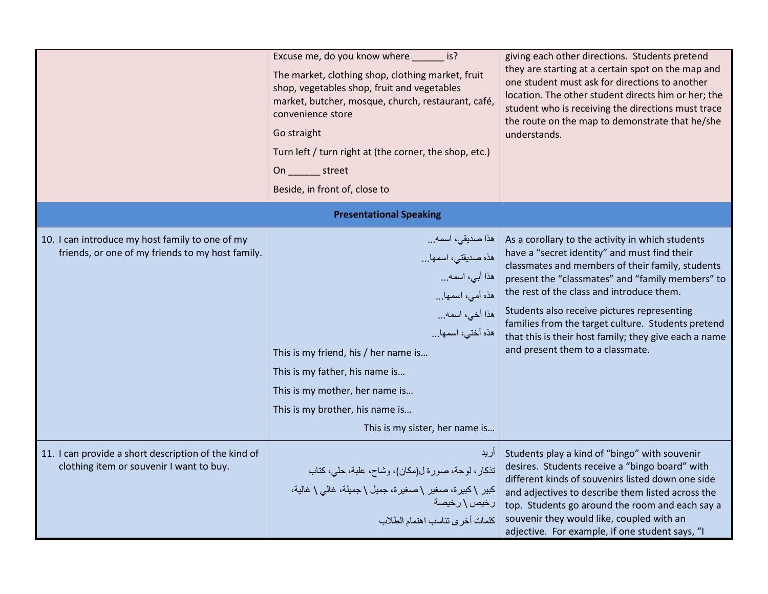| | | |
|---|---|---|
| | Excuse me, do you know where ______ is?<br><br>The market, clothing shop, clothing market, fruit shop, vegetables shop, fruit and vegetables market, butcher, mosque, church, restaurant, café, convenience store<br><br>Go straight<br><br>Turn left / turn right at (the corner, the shop, etc.)<br><br>On ______ street<br><br>Beside, in front of, close to | giving each other directions. Students pretend they are starting at a certain spot on the map and one student must ask for directions to another location. The other student directs him or her; the student who is receiving the directions must trace the route on the map to demonstrate that he/she understands. |
| **Presentational Speaking** | | |
| 10. I can introduce my host family to one of my friends, or one of my friends to my host family. | هذا صديقي، اسمه...<br><br>هذه صديقتي، اسمها...<br><br>هذا أبي، اسمه...<br><br>هذه أمي، اسمها...<br><br>هذا أخي، اسمه...<br><br>هذه أختي، اسمها...<br><br>This is my friend, his / her name is…<br><br>This is my father, his name is…<br><br>This is my mother, her name is…<br><br>This is my brother, his name is…<br><br>This is my sister, her name is… | As a corollary to the activity in which students have a "secret identity" and must find their classmates and members of their family, students present the "classmates" and "family members" to the rest of the class and introduce them.<br><br>Students also receive pictures representing families from the target culture. Students pretend that this is their host family; they give each a name and present them to a classmate. |
| 11. I can provide a short description of the kind of clothing item or souvenir I want to buy. | أريد<br><br>تذكار، لوحة، صورة ل(مكان)، وشاح، علبة، حلي، كتاب<br><br>كبير \ كبيرة، صغير \ صغيرة، جميل \ جميلة، غالي \ غالية، رخيص \ رخيصة<br><br>كلمات أخرى تناسب اهتمام الطلاب | Students play a kind of "bingo" with souvenir desires. Students receive a "bingo board" with different kinds of souvenirs listed down one side and adjectives to describe them listed across the top. Students go around the room and each say a souvenir they would like, coupled with an adjective. For example, if one student says, "I |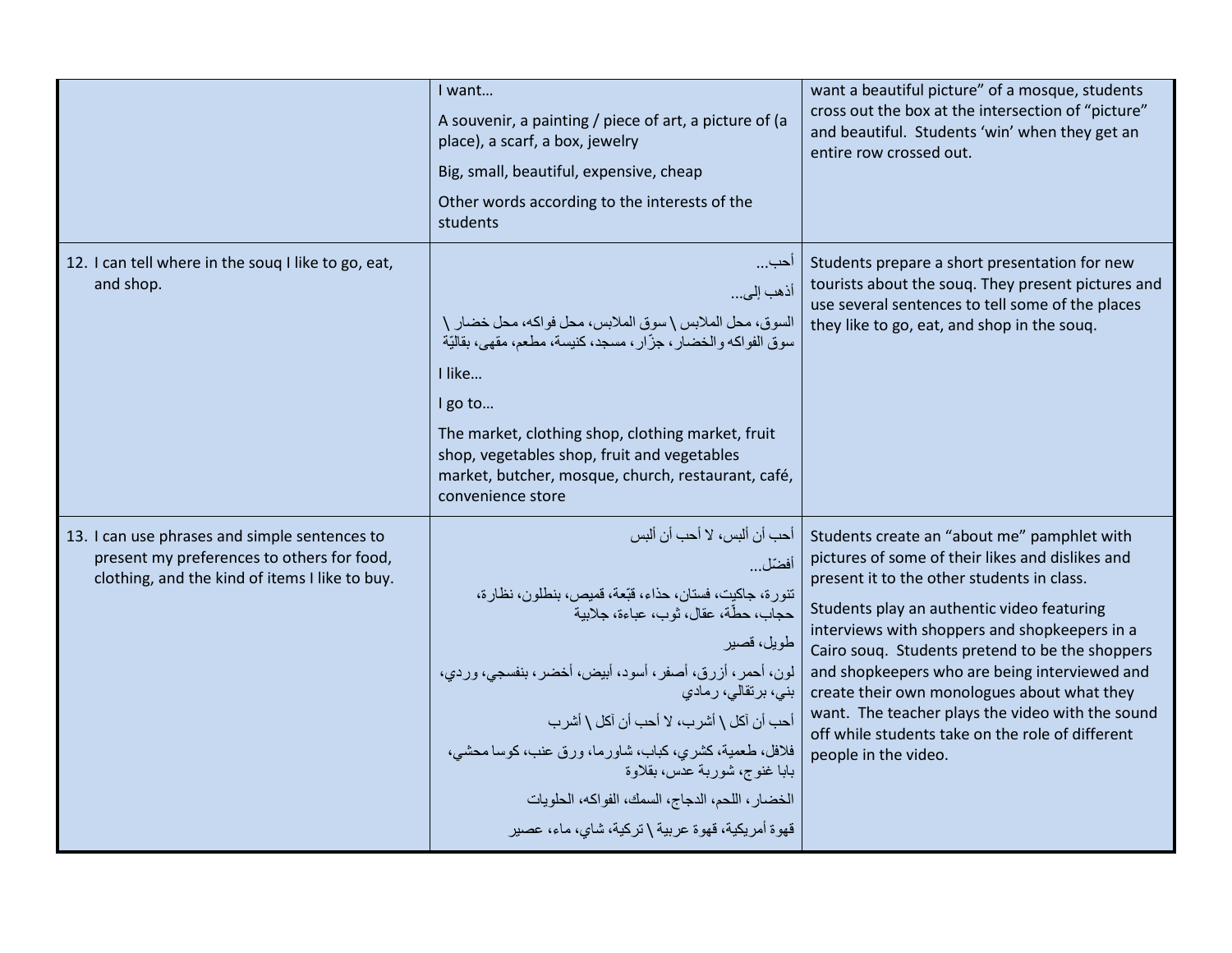| | | |
|---|---|---|
| | I want…<br><br>A souvenir, a painting / piece of art, a picture of (a place), a scarf, a box, jewelry<br><br>Big, small, beautiful, expensive, cheap<br><br>Other words according to the interests of the students | want a beautiful picture" of a mosque, students cross out the box at the intersection of "picture" and beautiful. Students 'win' when they get an entire row crossed out. |
| 12. I can tell where in the souq I like to go, eat, and shop. | أحب...<br><br>أذهب إلى...<br><br>السوق، محل الملابس \ سوق الملابس، محل فواكه، محل خضار \ سوق الفواكه والخضار، جزّار، مسجد، كنيسة، مطعم، مقهى، بقاليّة<br><br>I like…<br><br>I go to…<br><br>The market, clothing shop, clothing market, fruit shop, vegetables shop, fruit and vegetables market, butcher, mosque, church, restaurant, café, convenience store | Students prepare a short presentation for new tourists about the souq. They present pictures and use several sentences to tell some of the places they like to go, eat, and shop in the souq. |
| 13. I can use phrases and simple sentences to present my preferences to others for food, clothing, and the kind of items I like to buy. | أحب أن ألبس، لا أحب أن ألبس<br><br>أفضّل...<br><br>تنورة، جاكيت، فستان، حذاء، قبّعة، قميص، بنطلون، نظارة، حجاب، حطّة، عقال، ثوب، عباءة، جلابية<br><br>طويل، قصير<br><br>لون، أحمر، أزرق، أصفر، أسود، أبيض، أخضر، بنفسجي، وردي، بني، برتقالي، رمادي<br><br>أحب أن آكل \ أشرب، لا أحب أن آكل \ أشرب<br><br>فلافل، طعمية، كشري، كباب، شاورما، ورق عنب، كوسا محشي، بابا غنوج، شوربة عدس، بقلاوة<br><br>الخضار، اللحم، الدجاج، السمك، الفواكه، الحلويات<br><br>قهوة أمريكية، قهوة عربية \ تركية، شاي، ماء، عصير | Students create an "about me" pamphlet with pictures of some of their likes and dislikes and present it to the other students in class.<br><br>Students play an authentic video featuring interviews with shoppers and shopkeepers in a Cairo souq. Students pretend to be the shoppers and shopkeepers who are being interviewed and create their own monologues about what they want. The teacher plays the video with the sound off while students take on the role of different people in the video. |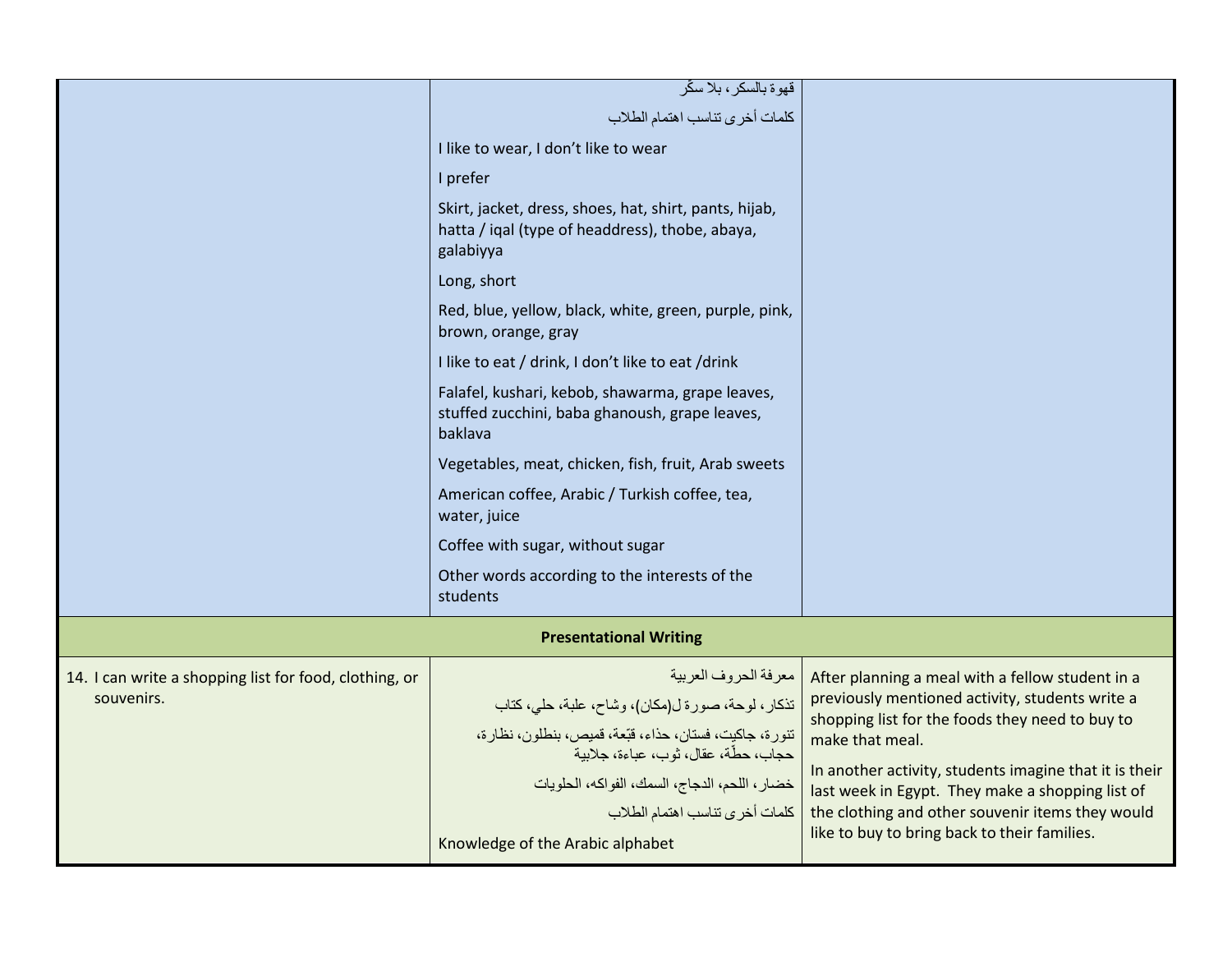| | | |
|---|---|---|
| | قهوة بالسكر، بلا سكّر<br><br>كلمات أخرى تناسب اهتمام الطلاب<br><br>I like to wear, I don't like to wear<br><br>I prefer<br><br>Skirt, jacket, dress, shoes, hat, shirt, pants, hijab, hatta / iqal (type of headdress), thobe, abaya, galabiyya<br><br>Long, short<br><br>Red, blue, yellow, black, white, green, purple, pink, brown, orange, gray<br><br>I like to eat / drink, I don't like to eat /drink<br><br>Falafel, kushari, kebob, shawarma, grape leaves, stuffed zucchini, baba ghanoush, grape leaves, baklava<br><br>Vegetables, meat, chicken, fish, fruit, Arab sweets<br><br>American coffee, Arabic / Turkish coffee, tea, water, juice<br><br>Coffee with sugar, without sugar<br><br>Other words according to the interests of the students | |
| **Presentational Writing** | | |
| 14. I can write a shopping list for food, clothing, or souvenirs. | معرفة الحروف العربية<br><br>تذكار، لوحة، صورة ل(مكان)، وشاح، علبة، حلي، كتاب<br><br>تنورة، جاكيت، فستان، حذاء، قبّعة، قميص، بنطلون، نظارة، حجاب، حطّة، عقال، ثوب، عباءة، جلابية<br><br>خضار، اللحم، الدجاج، السمك، الفواكه، الحلويات<br><br>كلمات أخرى تناسب اهتمام الطلاب<br><br>Knowledge of the Arabic alphabet | After planning a meal with a fellow student in a previously mentioned activity, students write a shopping list for the foods they need to buy to make that meal.<br><br>In another activity, students imagine that it is their last week in Egypt. They make a shopping list of the clothing and other souvenir items they would like to buy to bring back to their families. |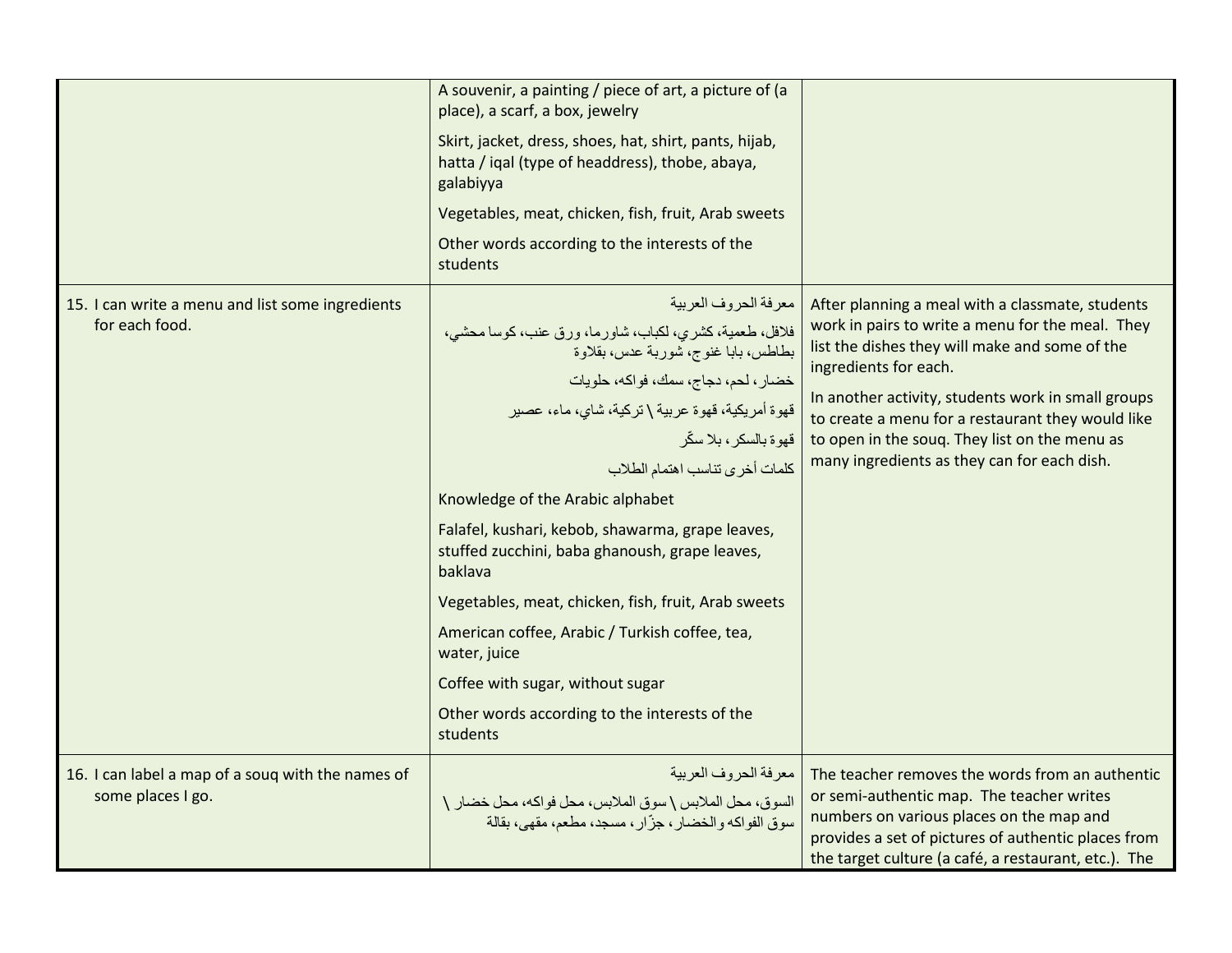| | | |
|---|---|---|
| | A souvenir, a painting / piece of art, a picture of (a place), a scarf, a box, jewelry<br><br>Skirt, jacket, dress, shoes, hat, shirt, pants, hijab, hatta / iqal (type of headdress), thobe, abaya, galabiyya<br><br>Vegetables, meat, chicken, fish, fruit, Arab sweets<br><br>Other words according to the interests of the students | |
| 15. I can write a menu and list some ingredients for each food. | معرفة الحروف العربية<br><br>فلافل، طعمية، كشري، لكباب، شاورما، ورق عنب، كوسا محشي، بطاطس، بابا غنوج، شوربة عدس، بقلاوة<br><br>خضار، لحم، دجاج، سمك، فواكه، حلويات<br><br>قهوة أمريكية، قهوة عربية \ تركية، شاي، ماء، عصير<br><br>قهوة بالسكر، بلا سكّر<br><br>كلمات أخرى تناسب اهتمام الطلاب<br><br>Knowledge of the Arabic alphabet<br><br>Falafel, kushari, kebob, shawarma, grape leaves, stuffed zucchini, baba ghanoush, grape leaves, baklava<br><br>Vegetables, meat, chicken, fish, fruit, Arab sweets<br><br>American coffee, Arabic / Turkish coffee, tea, water, juice<br><br>Coffee with sugar, without sugar<br><br>Other words according to the interests of the students | After planning a meal with a classmate, students work in pairs to write a menu for the meal. They list the dishes they will make and some of the ingredients for each.<br><br>In another activity, students work in small groups to create a menu for a restaurant they would like to open in the souq. They list on the menu as many ingredients as they can for each dish. |
| 16. I can label a map of a souq with the names of some places I go. | معرفة الحروف العربية<br><br>السوق، محل الملابس \ سوق الملابس، محل فواكه، محل خضار \ سوق الفواكه والخضار، جزّار، مسجد، مطعم، مقهى، بقالة | The teacher removes the words from an authentic or semi-authentic map. The teacher writes numbers on various places on the map and provides a set of pictures of authentic places from the target culture (a café, a restaurant, etc.). The |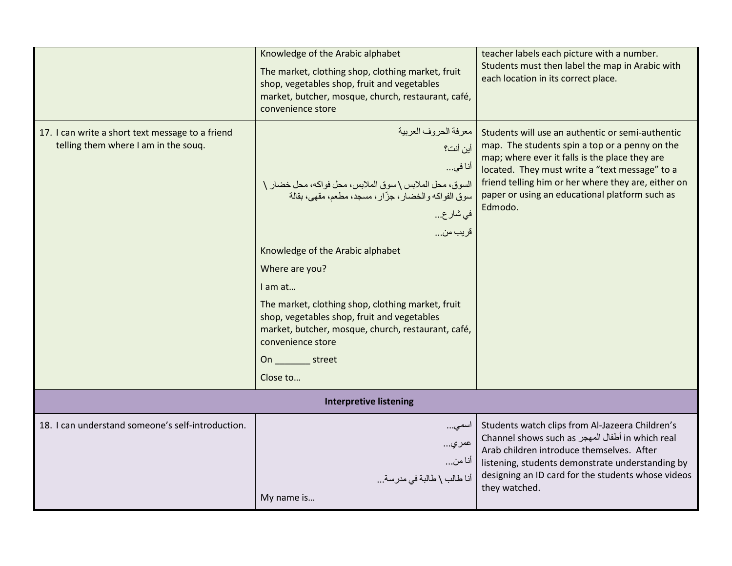| | | |
|---|---|---|
| | Knowledge of the Arabic alphabet<br><br>The market, clothing shop, clothing market, fruit shop, vegetables shop, fruit and vegetables market, butcher, mosque, church, restaurant, café, convenience store | teacher labels each picture with a number. Students must then label the map in Arabic with each location in its correct place. |
| 17. I can write a short text message to a friend telling them where I am in the souq. | معرفة الحروف العربية<br><br>أين أنت؟<br><br>أنا في...<br><br>السوق، محل الملابس \ سوق الملابس، محل فواكه، محل خضار \ سوق الفواكه والخضار، جزّار، مسجد، مطعم، مقهى، بقالة<br><br>في شارع...<br><br>قريب من...<br><br>Knowledge of the Arabic alphabet<br><br>Where are you?<br><br>I am at…<br><br>The market, clothing shop, clothing market, fruit shop, vegetables shop, fruit and vegetables market, butcher, mosque, church, restaurant, café, convenience store<br><br>On _______ street<br><br>Close to… | Students will use an authentic or semi-authentic map. The students spin a top or a penny on the map; where ever it falls is the place they are located. They must write a "text message" to a friend telling him or her where they are, either on paper or using an educational platform such as Edmodo. |
| **Interpretive listening** | | |
| 18. I can understand someone's self-introduction. | اسمي...<br><br>عمري...<br><br>أنا من...<br><br>أنا طالب \ طالبة في مدرسة...<br><br>My name is… | Students watch clips from Al-Jazeera Children's Channel shows such as أطفال المهجر in which real Arab children introduce themselves. After listening, students demonstrate understanding by designing an ID card for the students whose videos they watched. |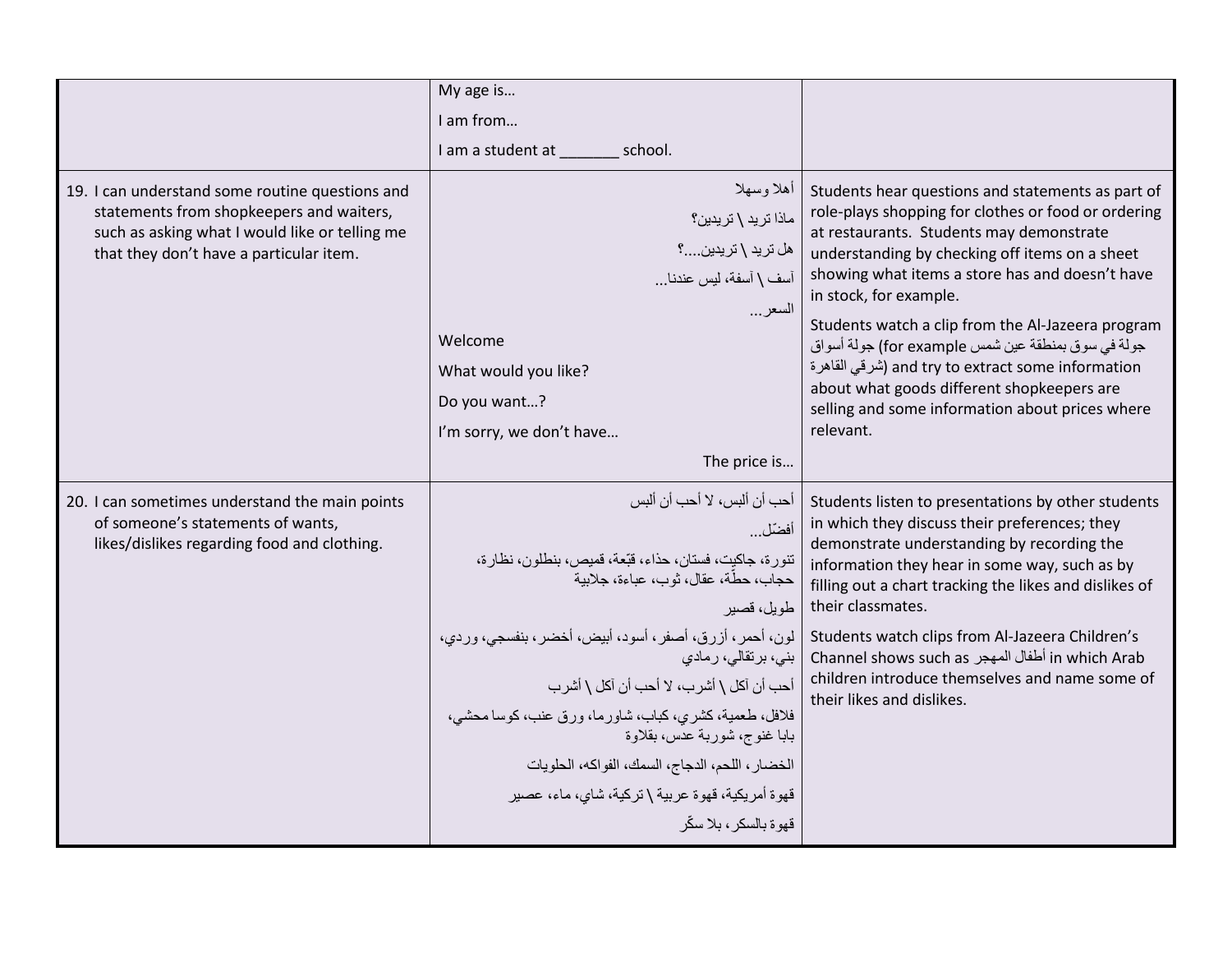| | | |
|---|---|---|
| | My age is…<br>I am from…<br>I am a student at _______ school. | |
| 19. I can understand some routine questions and statements from shopkeepers and waiters, such as asking what I would like or telling me that they don't have a particular item. | أهلا وسهلا<br>ماذا تريد \ تريدين؟<br>هل تريد \ تريدين....؟<br>آسف \ آسفة، ليس عندنا...<br>السعر...<br>Welcome<br>What would you like?<br>Do you want…?<br>I'm sorry, we don't have…<br>The price is… | Students hear questions and statements as part of role-plays shopping for clothes or food or ordering at restaurants. Students may demonstrate understanding by checking off items on a sheet showing what items a store has and doesn't have in stock, for example.<br>Students watch a clip from the Al-Jazeera program جولة أسواق (for example جولة في سوق بمنطقة عين شمس شرقي القاهرة) and try to extract some information about what goods different shopkeepers are selling and some information about prices where relevant. |
| 20. I can sometimes understand the main points of someone's statements of wants, likes/dislikes regarding food and clothing. | أحب أن ألبس، لا أحب أن ألبس<br>أفضّل...<br>تنورة، جاكيت، فستان، حذاء، قبّعة، قميص، بنطلون، نظارة، حجاب، حطّة، عقال، ثوب، عباءة، جلابية<br>طويل، قصير<br>لون، أحمر، أزرق، أصفر، أسود، أبيض، أخضر، بنفسجي، وردي، بني، برتقالي، رمادي<br>أحب أن آكل \ أشرب، لا أحب أن آكل \ أشرب<br>فلافل، طعمية، كشري، كباب، شاورما، ورق عنب، كوسا محشي، بابا غنوج، شوربة عدس، بقلاوة<br>الخضار، اللحم، الدجاج، السمك، الفواكه، الحلويات<br>قهوة أمريكية، قهوة عربية \ تركية، شاي، ماء، عصير<br>قهوة بالسكر، بلا سكّر | Students listen to presentations by other students in which they discuss their preferences; they demonstrate understanding by recording the information they hear in some way, such as by filling out a chart tracking the likes and dislikes of their classmates.<br>Students watch clips from Al-Jazeera Children's Channel shows such as أطفال المهجر in which Arab children introduce themselves and name some of their likes and dislikes. |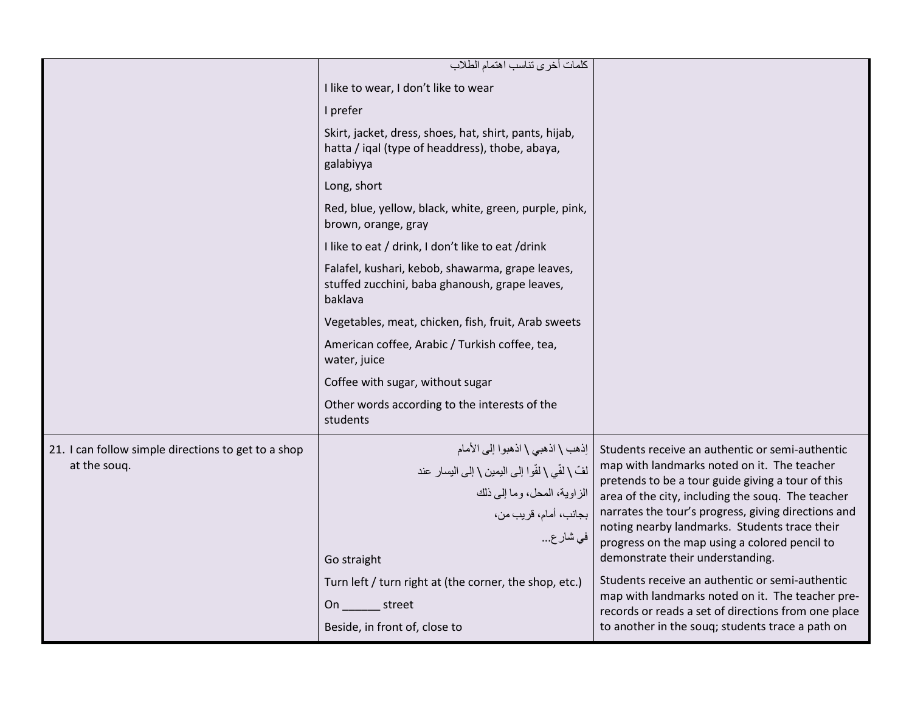| | | |
|---|---|---|
| | كلمات أخرى تناسب اهتمام الطلاب<br><br>I like to wear, I don't like to wear<br><br>I prefer<br><br>Skirt, jacket, dress, shoes, hat, shirt, pants, hijab, hatta / iqal (type of headdress), thobe, abaya, galabiyya<br><br>Long, short<br><br>Red, blue, yellow, black, white, green, purple, pink, brown, orange, gray<br><br>I like to eat / drink, I don't like to eat /drink<br><br>Falafel, kushari, kebob, shawarma, grape leaves, stuffed zucchini, baba ghanoush, grape leaves, baklava<br><br>Vegetables, meat, chicken, fish, fruit, Arab sweets<br><br>American coffee, Arabic / Turkish coffee, tea, water, juice<br><br>Coffee with sugar, without sugar<br><br>Other words according to the interests of the students | |
| 21. I can follow simple directions to get to a shop at the souq. | اِذهب \ اذهبي \ اذهبوا إلى الأمام<br><br>لفّ \ لفّي \ لفّوا إلى اليمين \ إلى اليسار عند<br><br>الزاوية، المحل، وما إلى ذلك<br><br>بجانب، أمام، قريب من،<br><br>في شارع...<br><br>Go straight<br><br>Turn left / turn right at (the corner, the shop, etc.)<br><br>On ______ street<br><br>Beside, in front of, close to | Students receive an authentic or semi-authentic map with landmarks noted on it. The teacher pretends to be a tour guide giving a tour of this area of the city, including the souq. The teacher narrates the tour's progress, giving directions and noting nearby landmarks. Students trace their progress on the map using a colored pencil to demonstrate their understanding.<br><br>Students receive an authentic or semi-authentic map with landmarks noted on it. The teacher pre-records or reads a set of directions from one place to another in the souq; students trace a path on |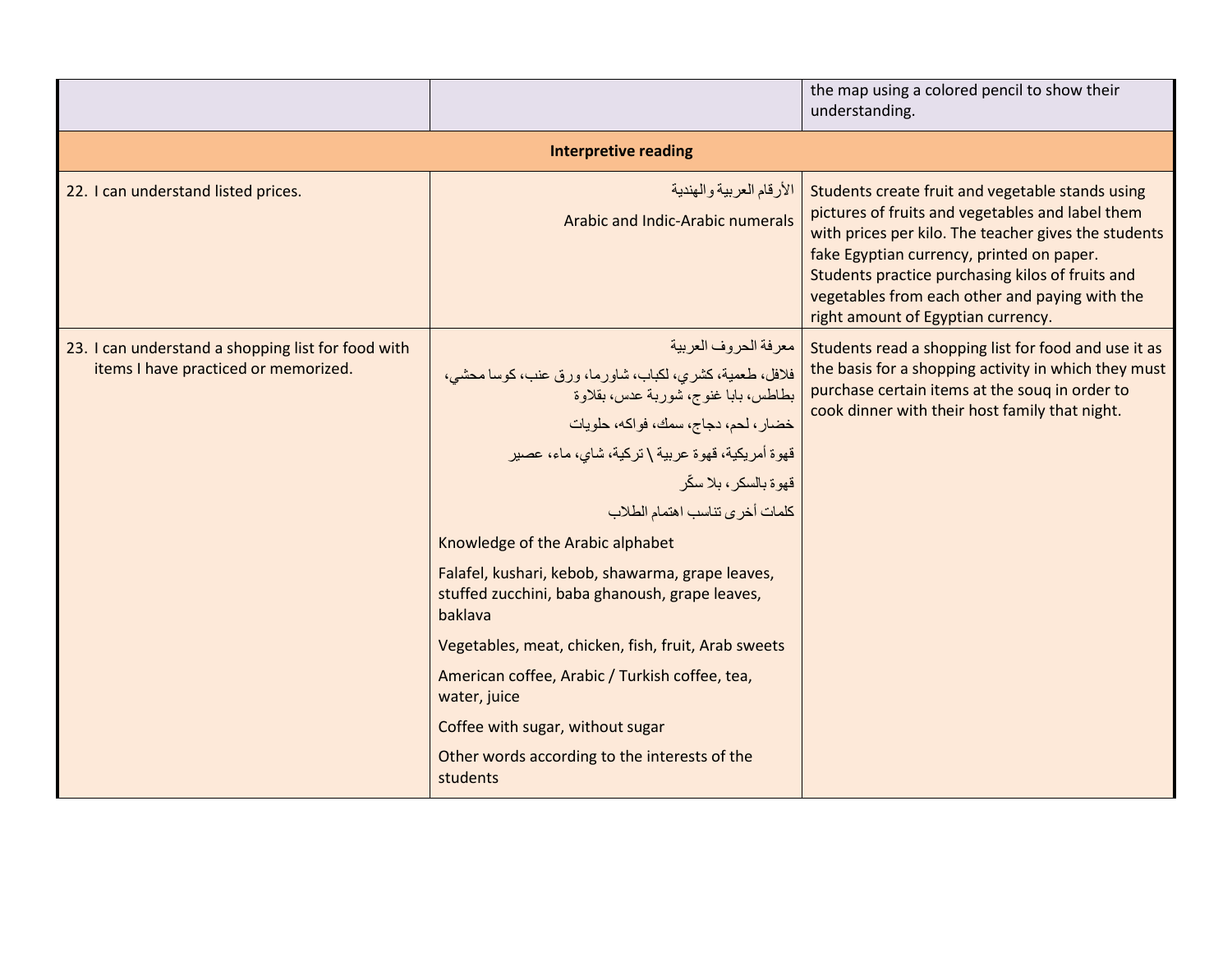| | | |
|---|---|---|
| | | the map using a colored pencil to show their understanding. |
| **Interpretive reading** | | |
| 22. I can understand listed prices. | الأرقام العربية والهندية<br><br>Arabic and Indic-Arabic numerals | Students create fruit and vegetable stands using pictures of fruits and vegetables and label them with prices per kilo. The teacher gives the students fake Egyptian currency, printed on paper. Students practice purchasing kilos of fruits and vegetables from each other and paying with the right amount of Egyptian currency. |
| 23. I can understand a shopping list for food with items I have practiced or memorized. | معرفة الحروف العربية<br><br>فلافل، طعمية، كشري، لكباب، شاورما، ورق عنب، كوسا محشي، بطاطس، بابا غنوج، شوربة عدس، بقلاوة<br><br>خضار، لحم، دجاج، سمك، فواكه، حلويات<br><br>قهوة أمريكية، قهوة عربية \ تركية، شاي، ماء، عصير<br><br>قهوة بالسكر، بلا سكّر<br><br>كلمات أخرى تناسب اهتمام الطلاب<br><br>Knowledge of the Arabic alphabet<br><br>Falafel, kushari, kebob, shawarma, grape leaves, stuffed zucchini, baba ghanoush, grape leaves, baklava<br><br>Vegetables, meat, chicken, fish, fruit, Arab sweets<br><br>American coffee, Arabic / Turkish coffee, tea, water, juice<br><br>Coffee with sugar, without sugar<br><br>Other words according to the interests of the students | Students read a shopping list for food and use it as the basis for a shopping activity in which they must purchase certain items at the souq in order to cook dinner with their host family that night. |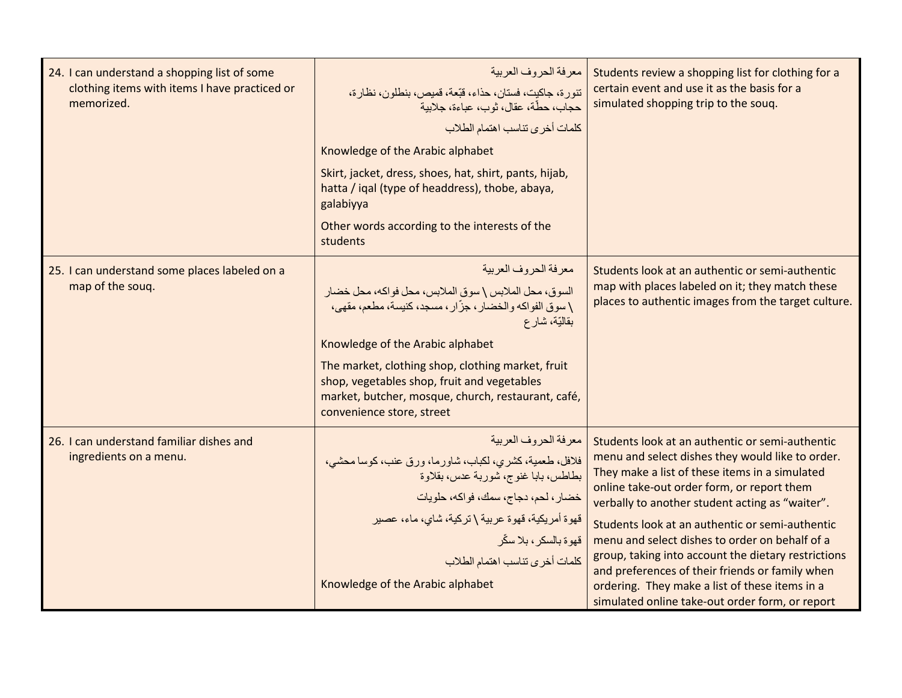| | | |
|---|---|---|
| 24. I can understand a shopping list of some clothing items with items I have practiced or memorized. | معرفة الحروف العربية<br><br>تنورة، جاكيت، فستان، حذاء، قبّعة، قميص، بنطلون، نظارة، حجاب، حطّة، عقال، ثوب، عباءة، جلابية<br><br>كلمات أخرى تناسب اهتمام الطلاب<br><br>Knowledge of the Arabic alphabet<br><br>Skirt, jacket, dress, shoes, hat, shirt, pants, hijab, hatta / iqal (type of headdress), thobe, abaya, galabiyya<br><br>Other words according to the interests of the students | Students review a shopping list for clothing for a certain event and use it as the basis for a simulated shopping trip to the souq. |
| 25. I can understand some places labeled on a map of the souq. | معرفة الحروف العربية<br><br>السوق، محل الملابس \ سوق الملابس، محل فواكه، محل خضار \ سوق الفواكه والخضار، جزّار، مسجد، كنيسة، مطعم، مقهى، بقاليّة، شارع<br><br>Knowledge of the Arabic alphabet<br><br>The market, clothing shop, clothing market, fruit shop, vegetables shop, fruit and vegetables market, butcher, mosque, church, restaurant, café, convenience store, street | Students look at an authentic or semi-authentic map with places labeled on it; they match these places to authentic images from the target culture. |
| 26. I can understand familiar dishes and ingredients on a menu. | معرفة الحروف العربية<br><br>فلافل، طعمية، كشري، لكباب، شاورما، ورق عنب، كوسا محشي، بطاطس، بابا غنوج، شوربة عدس، بقلاوة<br><br>خضار، لحم، دجاج، سمك، فواكه، حلويات<br><br>قهوة أمريكية، قهوة عربية \ تركية، شاي، ماء، عصير<br><br>قهوة بالسكر، بلا سكّر<br><br>كلمات أخرى تناسب اهتمام الطلاب<br><br>Knowledge of the Arabic alphabet | Students look at an authentic or semi-authentic menu and select dishes they would like to order. They make a list of these items in a simulated online take-out order form, or report them verbally to another student acting as "waiter".<br><br>Students look at an authentic or semi-authentic menu and select dishes to order on behalf of a group, taking into account the dietary restrictions and preferences of their friends or family when ordering. They make a list of these items in a simulated online take-out order form, or report |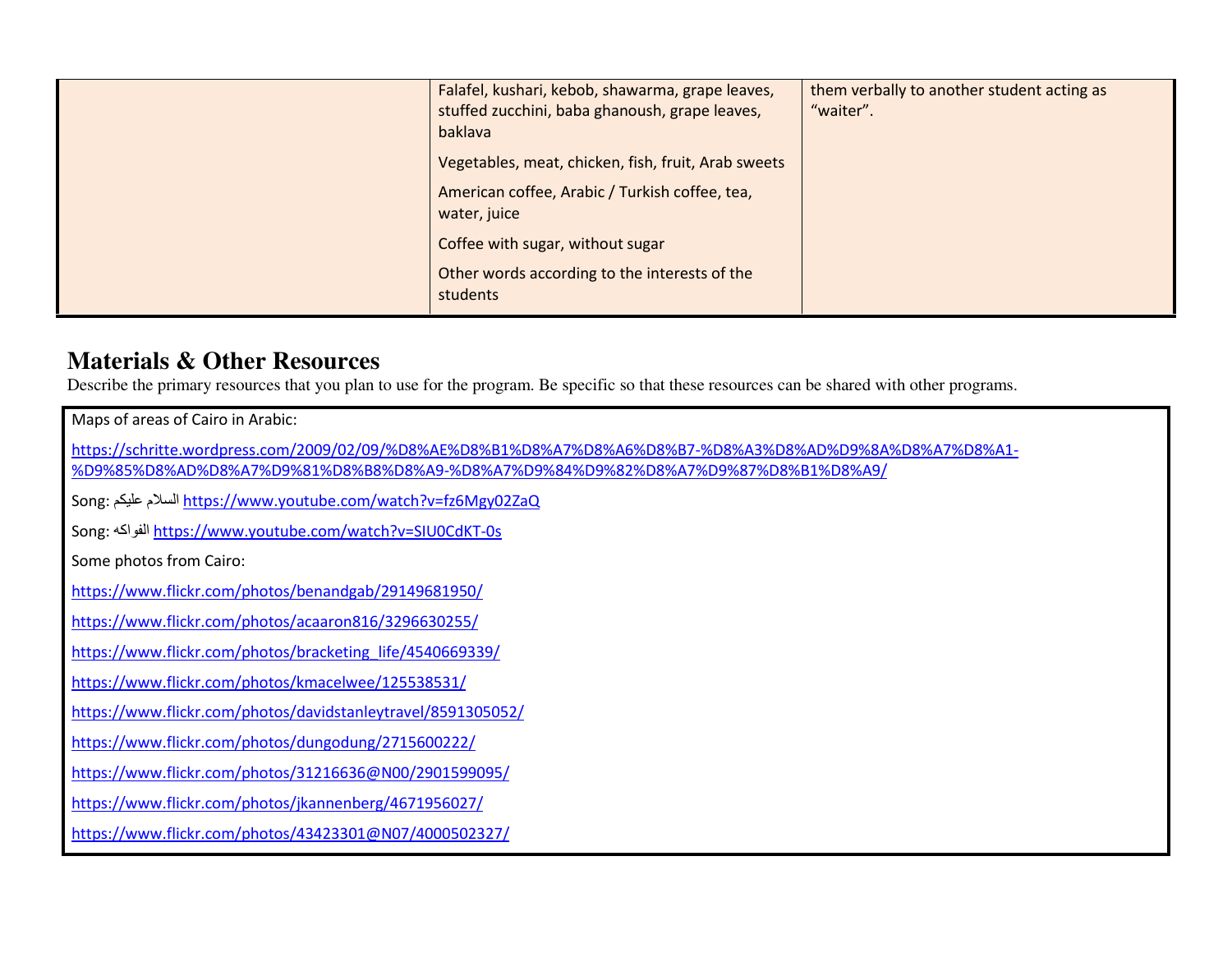| | | |
|---|---|---|
| | Falafel, kushari, kebob, shawarma, grape leaves, stuffed zucchini, baba ghanoush, grape leaves, baklava<br><br>Vegetables, meat, chicken, fish, fruit, Arab sweets<br><br>American coffee, Arabic / Turkish coffee, tea, water, juice<br><br>Coffee with sugar, without sugar<br><br>Other words according to the interests of the students | them verbally to another student acting as "waiter". |

## Materials & Other Resources

Describe the primary resources that you plan to use for the program. Be specific so that these resources can be shared with other programs.

Maps of areas of Cairo in Arabic:

https://schritte.wordpress.com/2009/02/09/%D8%AE%D8%B1%D8%A7%D8%A6%D8%B7-%D8%A3%D8%AD%D9%8A%D8%A7%D8%A1-%D9%85%D8%AD%D8%A7%D9%81%D8%B8%D8%A9-%D8%A7%D9%84%D9%82%D8%A7%D9%87%D8%B1%D8%A9/

Song: السلام عليكم https://www.youtube.com/watch?v=fz6Mgy02ZaQ

Song: الفواكه https://www.youtube.com/watch?v=SIU0CdKT-0s

Some photos from Cairo:

https://www.flickr.com/photos/benandgab/29149681950/

https://www.flickr.com/photos/acaaron816/3296630255/

https://www.flickr.com/photos/bracketing_life/4540669339/

https://www.flickr.com/photos/kmacelwee/125538531/

https://www.flickr.com/photos/davidstanleytravel/8591305052/

https://www.flickr.com/photos/dungodung/2715600222/

https://www.flickr.com/photos/31216636@N00/2901599095/

https://www.flickr.com/photos/jkannenberg/4671956027/

https://www.flickr.com/photos/43423301@N07/4000502327/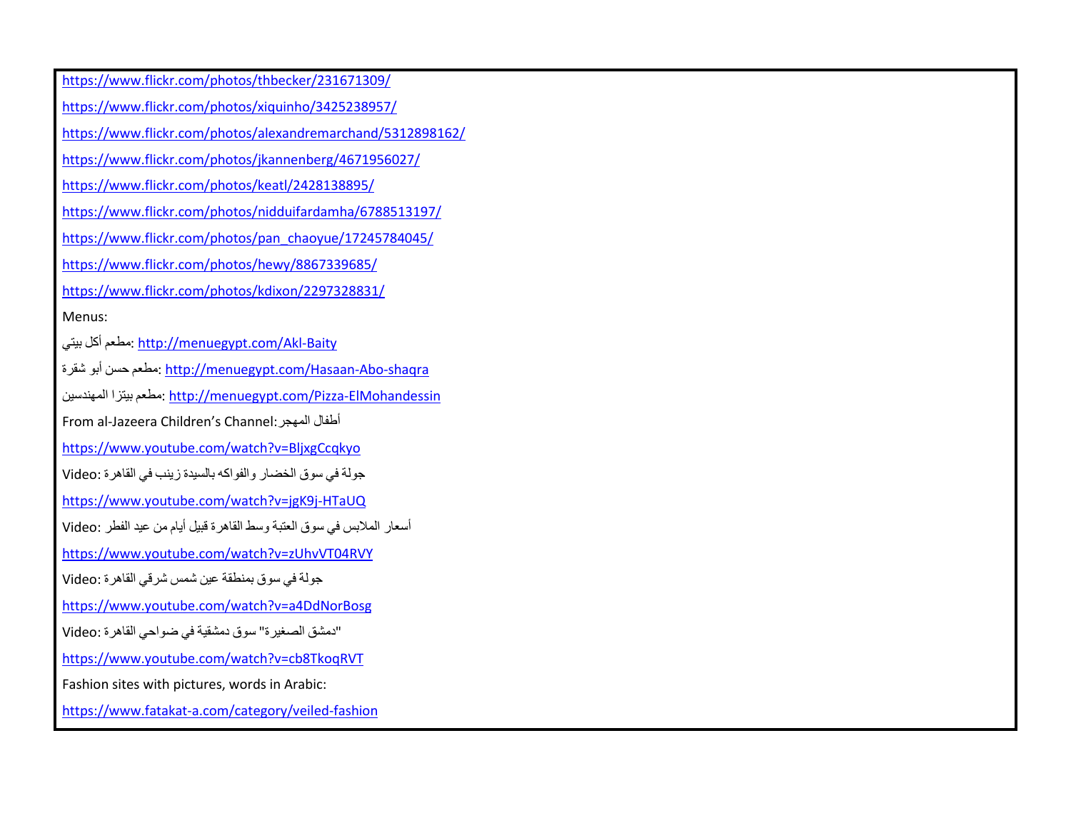https://www.flickr.com/photos/thbecker/231671309/

https://www.flickr.com/photos/xiquinho/3425238957/

https://www.flickr.com/photos/alexandremarchand/5312898162/

https://www.flickr.com/photos/jkannenberg/4671956027/

https://www.flickr.com/photos/keatl/2428138895/

https://www.flickr.com/photos/nidduifardamha/6788513197/

https://www.flickr.com/photos/pan_chaoyue/17245784045/

https://www.flickr.com/photos/hewy/8867339685/

https://www.flickr.com/photos/kdixon/2297328831/

Menus:

مطعم أكل بيتي: http://menuegypt.com/Akl-Baity

مطعم حسن أبو شقرة: http://menuegypt.com/Hasaan-Abo-shaqra

مطعم بيتزا المهندسين: http://menuegypt.com/Pizza-ElMohandessin

From al-Jazeera Children's Channel: أطفال المهجر

https://www.youtube.com/watch?v=BljxgCcqkyo

Video: جولة في سوق الخضار والفواكه بالسيدة زينب في القاهرة

https://www.youtube.com/watch?v=jgK9j-HTaUQ

Video: أسعار الملابس في سوق العتبة وسط القاهرة قبيل أيام من عيد الفطر

https://www.youtube.com/watch?v=zUhvVT04RVY

Video: جولة في سوق بمنطقة عين شمس شرقي القاهرة

https://www.youtube.com/watch?v=a4DdNorBosg

Video: "دمشق الصغيرة" سوق دمشقية في ضواحي القاهرة

https://www.youtube.com/watch?v=cb8TkoqRVT

Fashion sites with pictures, words in Arabic:

https://www.fatakat-a.com/category/veiled-fashion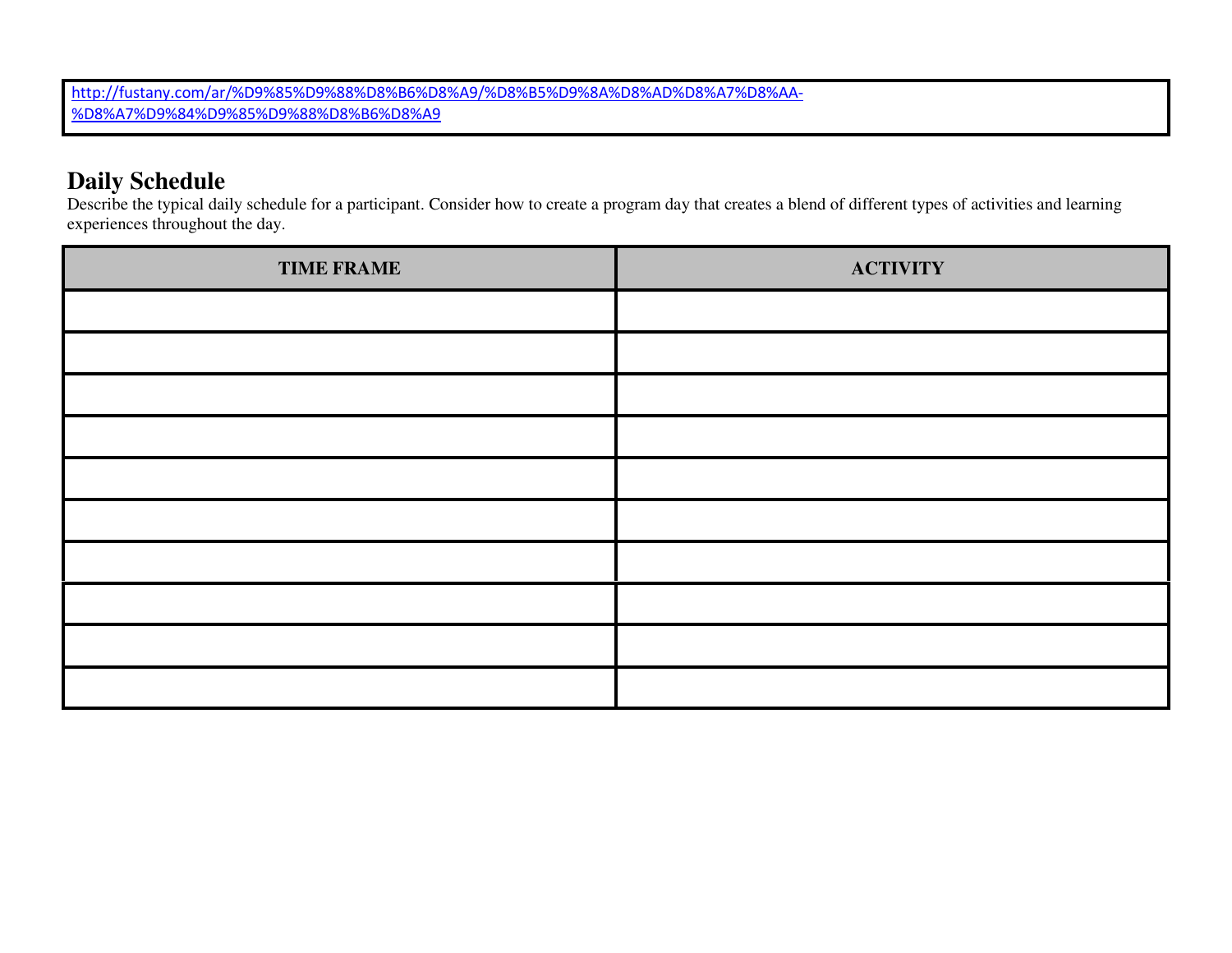| |
|---|
| http://fustany.com/ar/%D9%85%D9%88%D8%B6%D8%A9/%D8%B5%D9%8A%D8%AD%D8%A7%D8%AA-%D8%A7%D9%84%D9%85%D9%88%D8%B6%D8%A9 |

## Daily Schedule

Describe the typical daily schedule for a participant. Consider how to create a program day that creates a blend of different types of activities and learning experiences throughout the day.

| TIME FRAME | ACTIVITY |
|---|---|
| | |
| | |
| | |
| | |
| | |
| | |
| | |
| | |
| | |
| | |